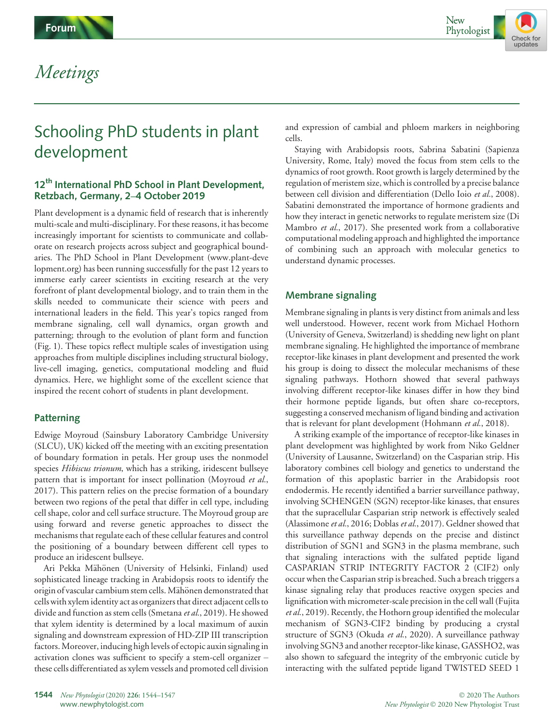# Meetings

## Schooling PhD students in plant development

### 12th International PhD School in Plant Development, Retzbach, Germany, 2–4 October 2019

Plant development is a dynamic field of research that is inherently multi-scale and multi-disciplinary. For these reasons, it has become increasingly important for scientists to communicate and collaborate on research projects across subject and geographical boundaries. The PhD School in Plant Development (www.plant-development.org) has been running successfully for the past 12 years to immerse early career scientists in exciting research at the very forefront of plant developmental biology, and to train them in the skills needed to communicate their science with peers and international leaders in the field. This year's topics ranged from membrane signaling, cell wall dynamics, organ growth and patterning; through to the evolution of plant form and function (Fig. 1). These topics reflect multiple scales of investigation using approaches from multiple disciplines including structural biology, live-cell imaging, genetics, computational modeling and fluid dynamics. Here, we highlight some of the excellent science that inspired the recent cohort of students in plant development.

### Patterning

Edwige Moyroud (Sainsbury Laboratory Cambridge University (SLCU), UK) kicked off the meeting with an exciting presentation of boundary formation in petals. Her group uses the nonmodel species *Hibiscus trionum*, which has a striking, iridescent bullseye pattern that is important for insect pollination (Moyroud *et al.*, 2017). This pattern relies on the precise formation of a boundary between two regions of the petal that differ in cell type, including cell shape, color and cell surface structure. The Moyroud group are using forward and reverse genetic approaches to dissect the mechanisms that regulate each of these cellular features and control the positioning of a boundary between different cell types to produce an iridescent bullseye.

Ari Pekka Mähönen (University of Helsinki, Finland) used sophisticated lineage tracking in Arabidopsis roots to identify the origin of vascular cambium stem cells. Mähönen demonstrated that cells with xylem identity act as organizers that direct adjacent cells to divide and function as stem cells (Smetana *et al.*, 2019). He showed that xylem identity is determined by a local maximum of auxin signaling and downstream expression of HD-ZIP III transcription factors. Moreover, inducing high levels of ectopic auxin signaling in activation clones was sufficient to specify a stem-cell organizer – these cells differentiated as xylem vessels and promoted cell division and expression of cambial and phloem markers in neighboring cells.

Staying with Arabidopsis roots, Sabrina Sabatini (Sapienza University, Rome, Italy) moved the focus from stem cells to the dynamics of root growth. Root growth is largely determined by the regulation of meristem size, which is controlled by a precise balance between cell division and differentiation (Dello Ioio *et al.*, 2008). Sabatini demonstrated the importance of hormone gradients and how they interact in genetic networks to regulate meristem size (Di Mambro *et al.*, 2017). She presented work from a collaborative computational modeling approach and highlighted the importance of combining such an approach with molecular genetics to understand dynamic processes.

### Membrane signaling

Membrane signaling in plants is very distinct from animals and less well understood. However, recent work from Michael Hothorn (University of Geneva, Switzerland) is shedding new light on plant membrane signaling. He highlighted the importance of membrane receptor-like kinases in plant development and presented the work his group is doing to dissect the molecular mechanisms of these signaling pathways. Hothorn showed that several pathways involving different receptor-like kinases differ in how they bind their hormone peptide ligands, but often share co-receptors, suggesting a conserved mechanism of ligand binding and activation that is relevant for plant development (Hohmann *et al.*, 2018).

A striking example of the importance of receptor-like kinases in plant development was highlighted by work from Niko Geldner (University of Lausanne, Switzerland) on the Casparian strip. His laboratory combines cell biology and genetics to understand the formation of this apoplastic barrier in the Arabidopsis root endodermis. He recently identified a barrier surveillance pathway, involving SCHENGEN (SGN) receptor-like kinases, that ensures that the supracellular Casparian strip network is effectively sealed (Alassimone *et al.*, 2016; Doblas *et al.*, 2017). Geldner showed that this surveillance pathway depends on the precise and distinct distribution of SGN1 and SGN3 in the plasma membrane, such that signaling interactions with the sulfated peptide ligand CASPARIAN STRIP INTEGRITY FACTOR 2 (CIF2) only occur when the Casparian strip is breached. Such a breach triggers a kinase signaling relay that produces reactive oxygen species and lignification with micrometer-scale precision in the cell wall (Fujita *et al.*, 2019). Recently, the Hothorn group identified the molecular mechanism of SGN3-CIF2 binding by producing a crystal structure of SGN3 (Okuda *et al.*, 2020). A surveillance pathway involving SGN3 and another receptor-like kinase, GASSHO2, was also shown to safeguard the integrity of the embryonic cuticle by interacting with the sulfated peptide ligand TWISTED SEED 1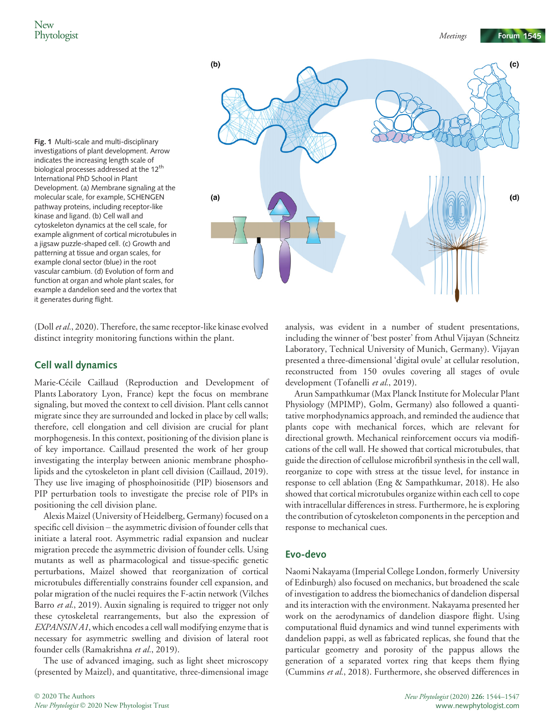Fig. 1 Multi-scale and multi-disciplinary investigations of plant development. Arrow indicates the increasing length scale of biological processes addressed at the 12th International PhD School in Plant Development. (a) Membrane signaling at the molecular scale, for example, SCHENGEN pathway proteins, including receptor-like kinase and ligand. (b) Cell wall and cytoskeleton dynamics at the cell scale, for example alignment of cortical microtubules in a jigsaw puzzle-shaped cell. (c) Growth and patterning at tissue and organ scales, for example clonal sector (blue) in the root vascular cambium. (d) Evolution of form and function at organ and whole plant scales, for example a dandelion seed and the vortex that it generates during flight.

(Doll *et al.*, 2020). Therefore, the same receptor-like kinase evolved distinct integrity monitoring functions within the plant.

## Cell wall dynamics

Marie-Cécile Caillaud (Reproduction and Development of Plants Laboratory Lyon, France) kept the focus on membrane signaling, but moved the context to cell division. Plant cells cannot migrate since they are surrounded and locked in place by cell walls; therefore, cell elongation and cell division are crucial for plant morphogenesis. In this context, positioning of the division plane is of key importance. Caillaud presented the work of her group investigating the interplay between anionic membrane phospholipids and the cytoskeleton in plant cell division (Caillaud, 2019). They use live imaging of phosphoinositide (PIP) biosensors and PIP perturbation tools to investigate the precise role of PIPs in positioning the cell division plane.

Alexis Maizel (University of Heidelberg, Germany) focused on a specific cell division – the asymmetric division of founder cells that initiate a lateral root. Asymmetric radial expansion and nuclear migration precede the asymmetric division of founder cells. Using mutants as well as pharmacological and tissue-specific genetic perturbations, Maizel showed that reorganization of cortical microtubules differentially constrains founder cell expansion, and polar migration of the nuclei requires the F-actin network (Vilches Barro *et al.*, 2019). Auxin signaling is required to trigger not only these cytoskeletal rearrangements, but also the expression of *EXPANSIN A1*, which encodes a cell wall modifying enzyme that is necessary for asymmetric swelling and division of lateral root founder cells (Ramakrishna *et al.*, 2019).

The use of advanced imaging, such as light sheet microscopy (presented by Maizel), and quantitative, three-dimensional image analysis, was evident in a number of student presentations, including the winner of 'best poster' from Athul Vijayan (Schneitz Laboratory, Technical University of Munich, Germany). Vijayan presented a three-dimensional 'digital ovule' at cellular resolution, reconstructed from 150 ovules covering all stages of ovule development (Tofanelli *et al.*, 2019).

Arun Sampathkumar (Max Planck Institute for Molecular Plant Physiology (MPIMP), Golm, Germany) also followed a quantitative morphodynamics approach, and reminded the audience that plants cope with mechanical forces, which are relevant for directional growth. Mechanical reinforcement occurs via modifications of the cell wall. He showed that cortical microtubules, that guide the direction of cellulose microfibril synthesis in the cell wall, reorganize to cope with stress at the tissue level, for instance in response to cell ablation (Eng & Sampathkumar, 2018). He also showed that cortical microtubules organize within each cell to cope with intracellular differences in stress. Furthermore, he is exploring the contribution of cytoskeleton components in the perception and response to mechanical cues.

## Evo-devo

Naomi Nakayama (Imperial College London, formerly University of Edinburgh) also focused on mechanics, but broadened the scale of investigation to address the biomechanics of dandelion dispersal and its interaction with the environment. Nakayama presented her work on the aerodynamics of dandelion diaspore flight. Using computational fluid dynamics and wind tunnel experiments with dandelion pappi, as well as fabricated replicas, she found that the particular geometry and porosity of the pappus allows the generation of a separated vortex ring that keeps them flying (Cummins *et al.*, 2018). Furthermore, she observed differences in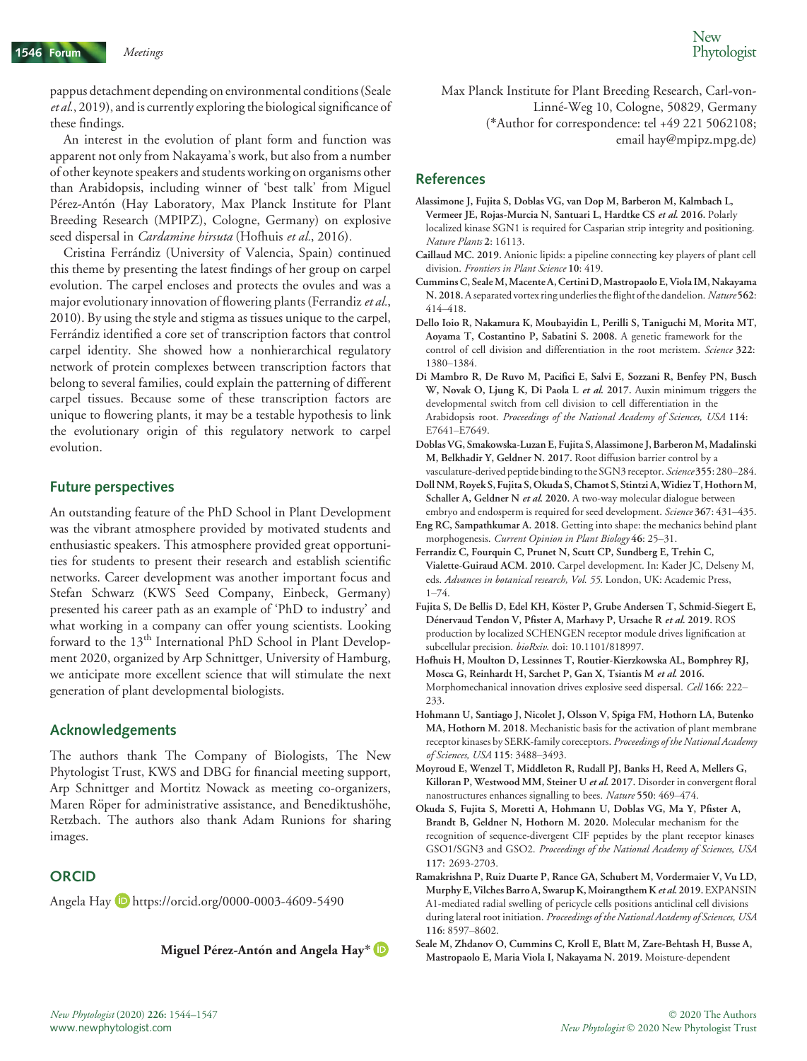pappus detachment depending on environmental conditions (Seale *et al.*, 2019), and is currently exploring the biological significance of these findings.

An interest in the evolution of plant form and function was apparent not only from Nakayama's work, but also from a number of other keynote speakers and students working on organisms other than Arabidopsis, including winner of 'best talk' from Miguel Pérez-Antón (Hay Laboratory, Max Planck Institute for Plant Breeding Research (MPIPZ), Cologne, Germany) on explosive seed dispersal in *Cardamine hirsuta* (Hofhuis *et al.*, 2016).

Cristina Ferrándiz (University of Valencia, Spain) continued this theme by presenting the latest findings of her group on carpel evolution. The carpel encloses and protects the ovules and was a major evolutionary innovation of flowering plants (Ferrandiz *et al.*, 2010). By using the style and stigma as tissues unique to the carpel, Ferrándiz identified a core set of transcription factors that control carpel identity. She showed how a nonhierarchical regulatory network of protein complexes between transcription factors that belong to several families, could explain the patterning of different carpel tissues. Because some of these transcription factors are unique to flowering plants, it may be a testable hypothesis to link the evolutionary origin of this regulatory network to carpel evolution.

## Future perspectives

An outstanding feature of the PhD School in Plant Development was the vibrant atmosphere provided by motivated students and enthusiastic speakers. This atmosphere provided great opportunities for students to present their research and establish scientific networks. Career development was another important focus and Stefan Schwarz (KWS Seed Company, Einbeck, Germany) presented his career path as an example of 'PhD to industry' and what working in a company can offer young scientists. Looking forward to the 13th International PhD School in Plant Development 2020, organized by Arp Schnittger, University of Hamburg, we anticipate more excellent science that will stimulate the next generation of plant developmental biologists.

## Acknowledgements

The authors thank The Company of Biologists, The New Phytologist Trust, KWS and DBG for financial meeting support, Arp Schnittger and Mortitz Nowack as meeting co-organizers, Maren Röper for administrative assistance, and Benediktushöhe, Retzbach. The authors also thank Adam Runions for sharing images.

## ORCID

Angela Hay https://orcid.org/0000-0003-4609-5490

**Miguel Pérez-Antón and Angela Hay***

Max Planck Institute for Plant Breeding Research, Carl-von-Linné-Weg 10, Cologne, 50829, Germany
(*Author for correspondence: tel +49 221 5062108; email hay@mpipz.mpg.de)

## References

**Alassimone J, Fujita S, Doblas VG, van Dop M, Barberon M, Kalmbach L, Vermeer JE, Rojas-Murcia N, Santuari L, Hardtke CS *et al.* 2016.** Polarly localized kinase SGN1 is required for Casparian strip integrity and positioning. *Nature Plants* **2**: 16113.

**Caillaud MC. 2019.** Anionic lipids: a pipeline connecting key players of plant cell division. *Frontiers in Plant Science* **10**: 419.

**Cummins C, Seale M, Macente A, Certini D, Mastropaolo E, Viola IM, Nakayama N. 2018.** A separated vortex ring underlies the flight of the dandelion. *Nature* **562**: 414–418.

**Dello Ioio R, Nakamura K, Moubayidin L, Perilli S, Taniguchi M, Morita MT, Aoyama T, Costantino P, Sabatini S. 2008.** A genetic framework for the control of cell division and differentiation in the root meristem. *Science* **322**: 1380–1384.

**Di Mambro R, De Ruvo M, Pacifici E, Salvi E, Sozzani R, Benfey PN, Busch W, Novak O, Ljung K, Di Paola L *et al.* 2017.** Auxin minimum triggers the developmental switch from cell division to cell differentiation in the Arabidopsis root. *Proceedings of the National Academy of Sciences, USA* **114**: E7641–E7649.

**Doblas VG, Smakowska-Luzan E, Fujita S, Alassimone J, Barberon M, Madalinski M, Belkhadir Y, Geldner N. 2017.** Root diffusion barrier control by a vasculature-derived peptide binding to the SGN3 receptor. *Science* **355**: 280–284.

**Doll NM, Royek S, Fujita S, Okuda S, Chamot S, Stintzi A, Widiez T, Hothorn M, Schaller A, Geldner N *et al.* 2020.** A two-way molecular dialogue between embryo and endosperm is required for seed development. *Science* **367**: 431–435.

**Eng RC, Sampathkumar A. 2018.** Getting into shape: the mechanics behind plant morphogenesis. *Current Opinion in Plant Biology* **46**: 25–31.

**Ferrandiz C, Fourquin C, Prunet N, Scutt CP, Sundberg E, Trehin C, Vialette-Guiraud ACM. 2010.** Carpel development. In: Kader JC, Delseny M, eds. *Advances in botanical research, Vol. 55*. London, UK: Academic Press, 1–74.

**Fujita S, De Bellis D, Edel KH, Köster P, Grube Andersen T, Schmid-Siegert E, Dénervaud Tendon V, Pfister A, Marhavy P, Ursache R *et al.* 2019.** ROS production by localized SCHENGEN receptor module drives lignification at subcellular precision. *bioRxiv*. doi: 10.1101/818997.

**Hofhuis H, Moulton D, Lessinnes T, Routier-Kierzkowska AL, Bomphrey RJ, Mosca G, Reinhardt H, Sarchet P, Gan X, Tsiantis M *et al.* 2016.** Morphomechanical innovation drives explosive seed dispersal. *Cell* **166**: 222–233.

**Hohmann U, Santiago J, Nicolet J, Olsson V, Spiga FM, Hothorn LA, Butenko MA, Hothorn M. 2018.** Mechanistic basis for the activation of plant membrane receptor kinases by SERK-family coreceptors. *Proceedings of the National Academy of Sciences, USA* **115**: 3488–3493.

**Moyroud E, Wenzel T, Middleton R, Rudall PJ, Banks H, Reed A, Mellers G, Killoran P, Westwood MM, Steiner U *et al.* 2017.** Disorder in convergent floral nanostructures enhances signalling to bees. *Nature* **550**: 469–474.

**Okuda S, Fujita S, Moretti A, Hohmann U, Doblas VG, Ma Y, Pfister A, Brandt B, Geldner N, Hothorn M. 2020.** Molecular mechanism for the recognition of sequence-divergent CIF peptides by the plant receptor kinases GSO1/SGN3 and GSO2. *Proceedings of the National Academy of Sciences, USA* **117**: 2693-2703.

**Ramakrishna P, Ruiz Duarte P, Rance GA, Schubert M, Vordermaier V, Vu LD, Murphy E, Vilches Barro A, Swarup K, Moirangthem K *et al.* 2019.** EXPANSIN A1-mediated radial swelling of pericycle cells positions anticlinal cell divisions during lateral root initiation. *Proceedings of the National Academy of Sciences, USA* **116**: 8597–8602.

**Seale M, Zhdanov O, Cummins C, Kroll E, Blatt M, Zare-Behtash H, Busse A, Mastropaolo E, Maria Viola I, Nakayama N. 2019.** Moisture-dependent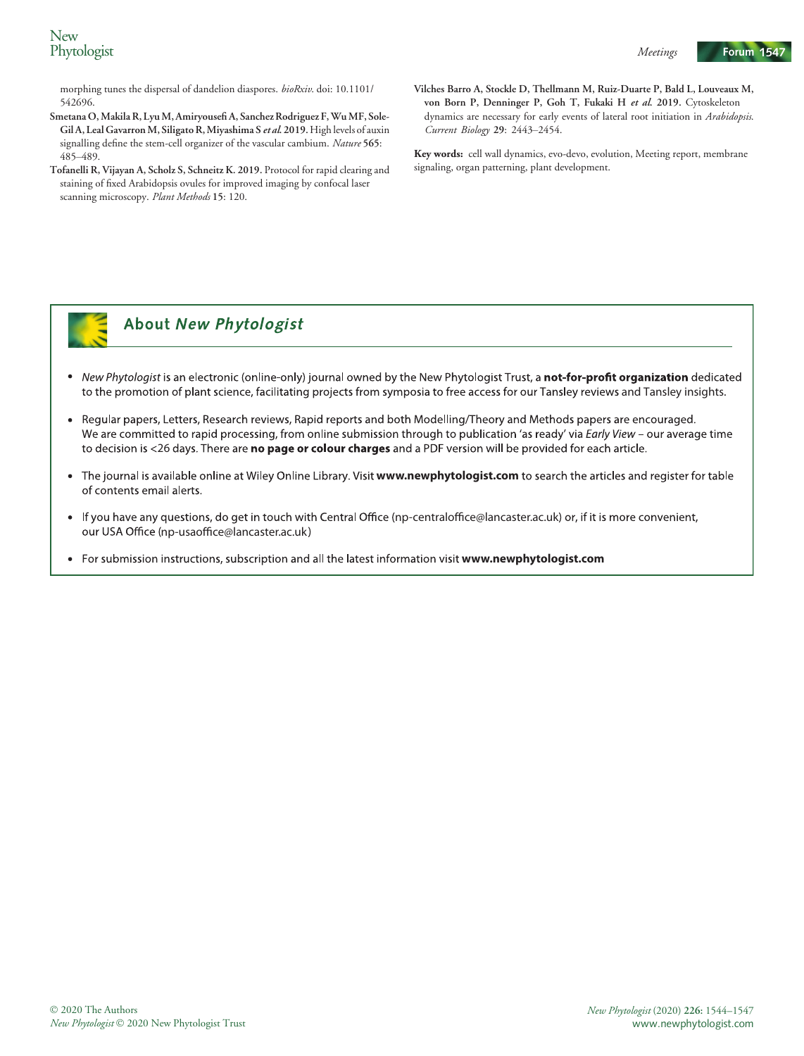morphing tunes the dispersal of dandelion diaspores. *bioRxiv*. doi: 10.1101/542696.

**Smetana O, Makila R, Lyu M, Amiryousefi A, Sanchez Rodriguez F, Wu MF, Sole-Gil A, Leal Gavarron M, Siligato R, Miyashima S *et al.* 2019.** High levels of auxin signalling define the stem-cell organizer of the vascular cambium. *Nature* **565**: 485–489.

**Tofanelli R, Vijayan A, Scholz S, Schneitz K. 2019.** Protocol for rapid clearing and staining of fixed Arabidopsis ovules for improved imaging by confocal laser scanning microscopy. *Plant Methods* **15**: 120.

**Vilches Barro A, Stockle D, Thellmann M, Ruiz-Duarte P, Bald L, Louveaux M, von Born P, Denninger P, Goh T, Fukaki H *et al.* 2019.** Cytoskeleton dynamics are necessary for early events of lateral root initiation in *Arabidopsis*. *Current Biology* **29**: 2443–2454.

**Key words:** cell wall dynamics, evo-devo, evolution, Meeting report, membrane signaling, organ patterning, plant development.

## About *New Phytologist*

- *New Phytologist* is an electronic (online-only) journal owned by the New Phytologist Trust, a **not-for-profit organization** dedicated to the promotion of plant science, facilitating projects from symposia to free access for our Tansley reviews and Tansley insights.
- Regular papers, Letters, Research reviews, Rapid reports and both Modelling/Theory and Methods papers are encouraged. We are committed to rapid processing, from online submission through to publication 'as ready' via *Early View* – our average time to decision is <26 days. There are **no page or colour charges** and a PDF version will be provided for each article.
- The journal is available online at Wiley Online Library. Visit **www.newphytologist.com** to search the articles and register for table of contents email alerts.
- If you have any questions, do get in touch with Central Office (np-centraloffice@lancaster.ac.uk) or, if it is more convenient, our USA Office (np-usaoffice@lancaster.ac.uk)
- For submission instructions, subscription and all the latest information visit **www.newphytologist.com**